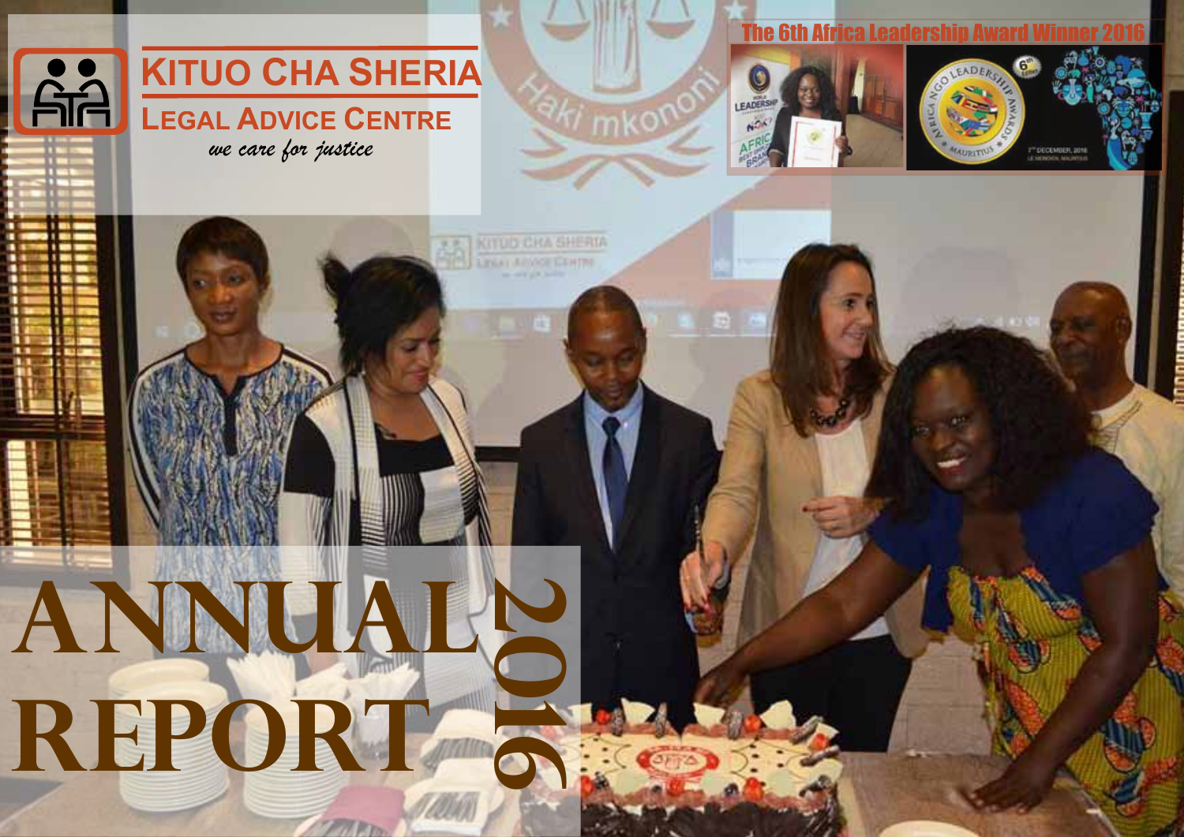# KITUO CHA SHERIA

## LEGAL ADVICE CENTRE

*we care for justice*

The 6th Africa Leadership Award Winner 2016

# ANNUAL REPORT 2016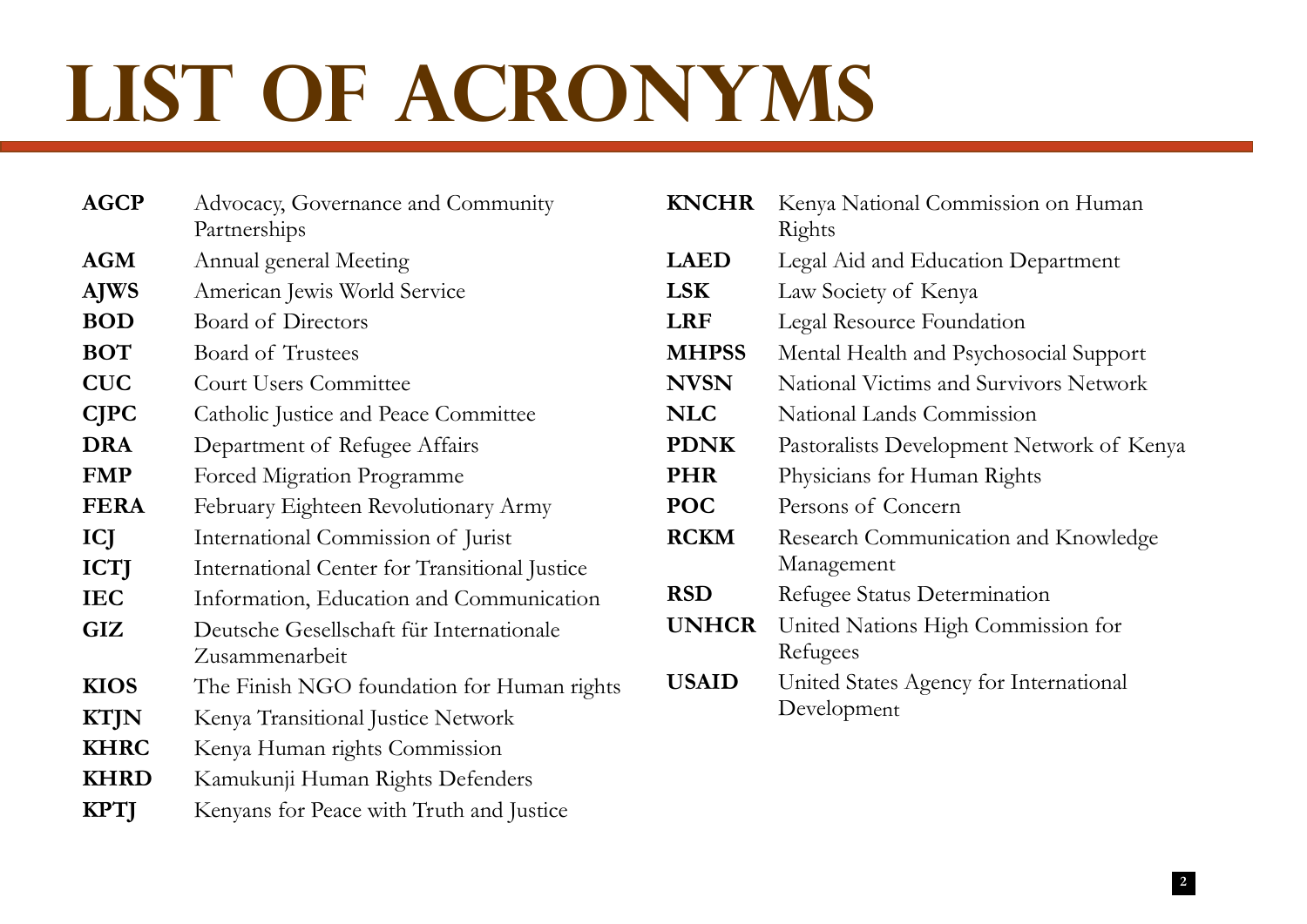# LIST OF ACRONYMS

| | |
|---|---|
| **AGCP** | Advocacy, Governance and Community Partnerships |
| **AGM** | Annual general Meeting |
| **AJWS** | American Jewis World Service |
| **BOD** | Board of Directors |
| **BOT** | Board of Trustees |
| **CUC** | Court Users Committee |
| **CJPC** | Catholic Justice and Peace Committee |
| **DRA** | Department of Refugee Affairs |
| **FMP** | Forced Migration Programme |
| **FERA** | February Eighteen Revolutionary Army |
| **ICJ** | International Commission of Jurist |
| **ICTJ** | International Center for Transitional Justice |
| **IEC** | Information, Education and Communication |
| **GIZ** | Deutsche Gesellschaft für Internationale Zusammenarbeit |
| **KIOS** | The Finish NGO foundation for Human rights |
| **KTJN** | Kenya Transitional Justice Network |
| **KHRC** | Kenya Human rights Commission |
| **KHRD** | Kamukunji Human Rights Defenders |
| **KPTJ** | Kenyans for Peace with Truth and Justice |
| **KNCHR** | Kenya National Commission on Human Rights |
| **LAED** | Legal Aid and Education Department |
| **LSK** | Law Society of Kenya |
| **LRF** | Legal Resource Foundation |
| **MHPSS** | Mental Health and Psychosocial Support |
| **NVSN** | National Victims and Survivors Network |
| **NLC** | National Lands Commission |
| **PDNK** | Pastoralists Development Network of Kenya |
| **PHR** | Physicians for Human Rights |
| **POC** | Persons of Concern |
| **RCKM** | Research Communication and Knowledge Management |
| **RSD** | Refugee Status Determination |
| **UNHCR** | United Nations High Commission for Refugees |
| **USAID** | United States Agency for International Development |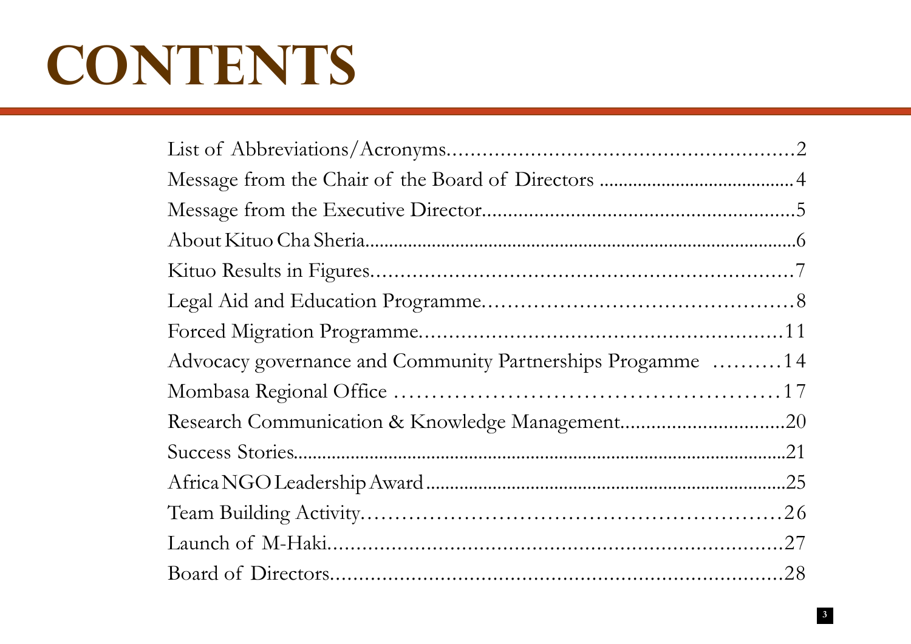# CONTENTS

List of Abbreviations/Acronyms........................................................2
Message from the Chair of the Board of Directors ........................................4
Message from the Executive Director............................................................5
About Kituo Cha Sheria.................................................................................6
Kituo Results in Figures..................................................................7
Legal Aid and Education Programme..............................................8
Forced Migration Programme.......................................................11
Advocacy governance and Community Partnerships Progamme ..........14
Mombasa Regional Office ................................................17
Research Communication & Knowledge Management................................20
Success Stories................................................................................................21
Africa NGO Leadership Award.......................................................................25
Team Building Activity........................................................26
Launch of M-Haki.........................................................................27
Board of Directors.........................................................................28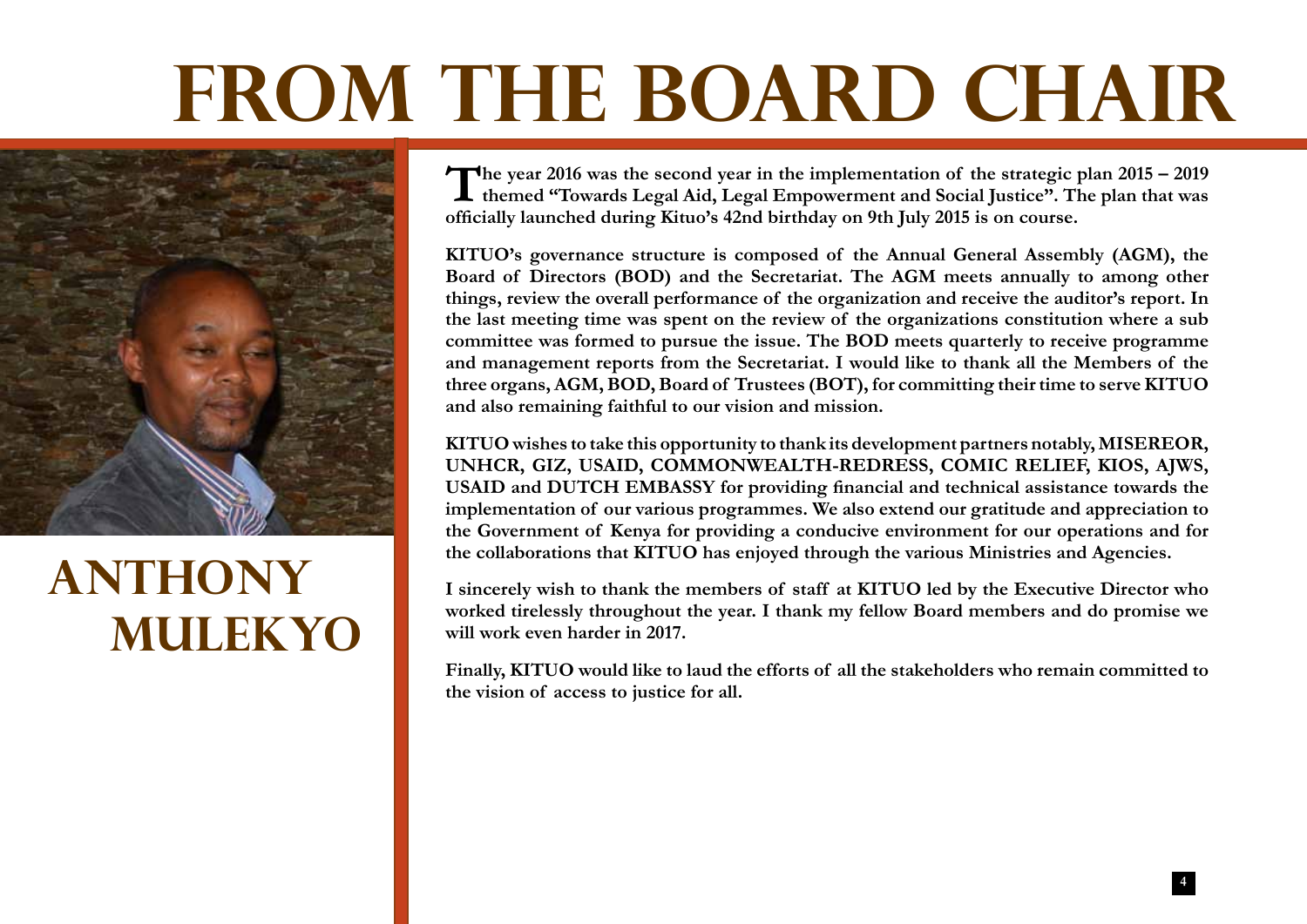# FROM THE BOARD CHAIR

## ANTHONY MULEKYO

**The year 2016 was the second year in the implementation of the strategic plan 2015 – 2019 themed "Towards Legal Aid, Legal Empowerment and Social Justice". The plan that was officially launched during Kituo's 42nd birthday on 9th July 2015 is on course.**

**KITUO's governance structure is composed of the Annual General Assembly (AGM), the Board of Directors (BOD) and the Secretariat. The AGM meets annually to among other things, review the overall performance of the organization and receive the auditor's report. In the last meeting time was spent on the review of the organizations constitution where a sub committee was formed to pursue the issue. The BOD meets quarterly to receive programme and management reports from the Secretariat. I would like to thank all the Members of the three organs, AGM, BOD, Board of Trustees (BOT), for committing their time to serve KITUO and also remaining faithful to our vision and mission.**

**KITUO wishes to take this opportunity to thank its development partners notably, MISEREOR, UNHCR, GIZ, USAID, COMMONWEALTH-REDRESS, COMIC RELIEF, KIOS, AJWS, USAID and DUTCH EMBASSY for providing financial and technical assistance towards the implementation of our various programmes. We also extend our gratitude and appreciation to the Government of Kenya for providing a conducive environment for our operations and for the collaborations that KITUO has enjoyed through the various Ministries and Agencies.**

**I sincerely wish to thank the members of staff at KITUO led by the Executive Director who worked tirelessly throughout the year. I thank my fellow Board members and do promise we will work even harder in 2017.**

**Finally, KITUO would like to laud the efforts of all the stakeholders who remain committed to the vision of access to justice for all.**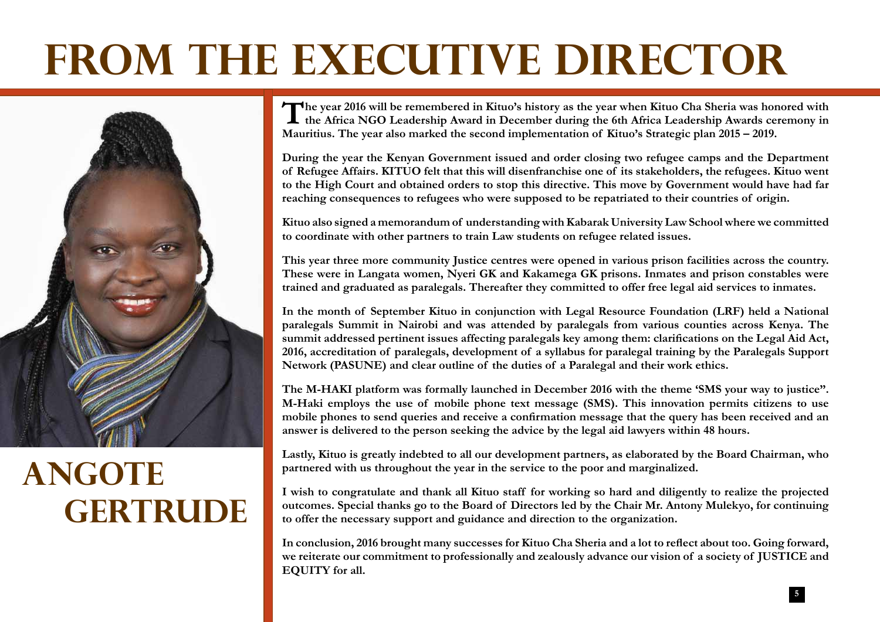# FROM THE EXECUTIVE DIRECTOR

## ANGOTE GERTRUDE

**The year 2016 will be remembered in Kituo's history as the year when Kituo Cha Sheria was honored with the Africa NGO Leadership Award in December during the 6th Africa Leadership Awards ceremony in Mauritius. The year also marked the second implementation of Kituo's Strategic plan 2015 – 2019.**

**During the year the Kenyan Government issued and order closing two refugee camps and the Department of Refugee Affairs. KITUO felt that this will disenfranchise one of its stakeholders, the refugees. Kituo went to the High Court and obtained orders to stop this directive. This move by Government would have had far reaching consequences to refugees who were supposed to be repatriated to their countries of origin.**

**Kituo also signed a memorandum of understanding with Kabarak University Law School where we committed to coordinate with other partners to train Law students on refugee related issues.**

**This year three more community Justice centres were opened in various prison facilities across the country. These were in Langata women, Nyeri GK and Kakamega GK prisons. Inmates and prison constables were trained and graduated as paralegals. Thereafter they committed to offer free legal aid services to inmates.**

**In the month of September Kituo in conjunction with Legal Resource Foundation (LRF) held a National paralegals Summit in Nairobi and was attended by paralegals from various counties across Kenya. The summit addressed pertinent issues affecting paralegals key among them: clarifications on the Legal Aid Act, 2016, accreditation of paralegals, development of a syllabus for paralegal training by the Paralegals Support Network (PASUNE) and clear outline of the duties of a Paralegal and their work ethics.**

**The M-HAKI platform was formally launched in December 2016 with the theme 'SMS your way to justice". M-Haki employs the use of mobile phone text message (SMS). This innovation permits citizens to use mobile phones to send queries and receive a confirmation message that the query has been received and an answer is delivered to the person seeking the advice by the legal aid lawyers within 48 hours.**

**Lastly, Kituo is greatly indebted to all our development partners, as elaborated by the Board Chairman, who partnered with us throughout the year in the service to the poor and marginalized.**

**I wish to congratulate and thank all Kituo staff for working so hard and diligently to realize the projected outcomes. Special thanks go to the Board of Directors led by the Chair Mr. Antony Mulekyo, for continuing to offer the necessary support and guidance and direction to the organization.**

**In conclusion, 2016 brought many successes for Kituo Cha Sheria and a lot to reflect about too. Going forward, we reiterate our commitment to professionally and zealously advance our vision of a society of JUSTICE and EQUITY for all.**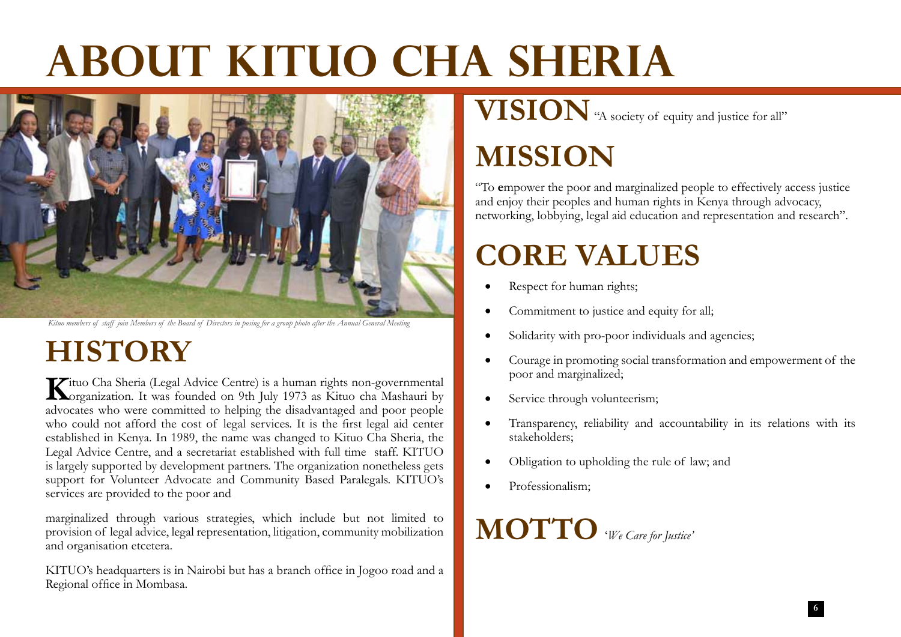# ABOUT KITUO CHA SHERIA

*Kituo members of staff join Members of the Board of Directors in posing for a group photo after the Annual General Meeting*

## HISTORY

Kituo Cha Sheria (Legal Advice Centre) is a human rights non-governmental organization. It was founded on 9th July 1973 as Kituo cha Mashauri by advocates who were committed to helping the disadvantaged and poor people who could not afford the cost of legal services. It is the first legal aid center established in Kenya. In 1989, the name was changed to Kituo Cha Sheria, the Legal Advice Centre, and a secretariat established with full time staff. KITUO is largely supported by development partners. The organization nonetheless gets support for Volunteer Advocate and Community Based Paralegals. KITUO's services are provided to the poor and marginalized through various strategies, which include but not limited to provision of legal advice, legal representation, litigation, community mobilization and organisation etcetera.

KITUO's headquarters is in Nairobi but has a branch office in Jogoo road and a Regional office in Mombasa.

## VISION

"A society of equity and justice for all"

## MISSION

"To **e**mpower the poor and marginalized people to effectively access justice and enjoy their peoples and human rights in Kenya through advocacy, networking, lobbying, legal aid education and representation and research".

## CORE VALUES

- Respect for human rights;
- Commitment to justice and equity for all;
- Solidarity with pro-poor individuals and agencies;
- Courage in promoting social transformation and empowerment of the poor and marginalized;
- Service through volunteerism;
- Transparency, reliability and accountability in its relations with its stakeholders;
- Obligation to upholding the rule of law; and
- Professionalism;

## MOTTO

*'We Care for Justice'*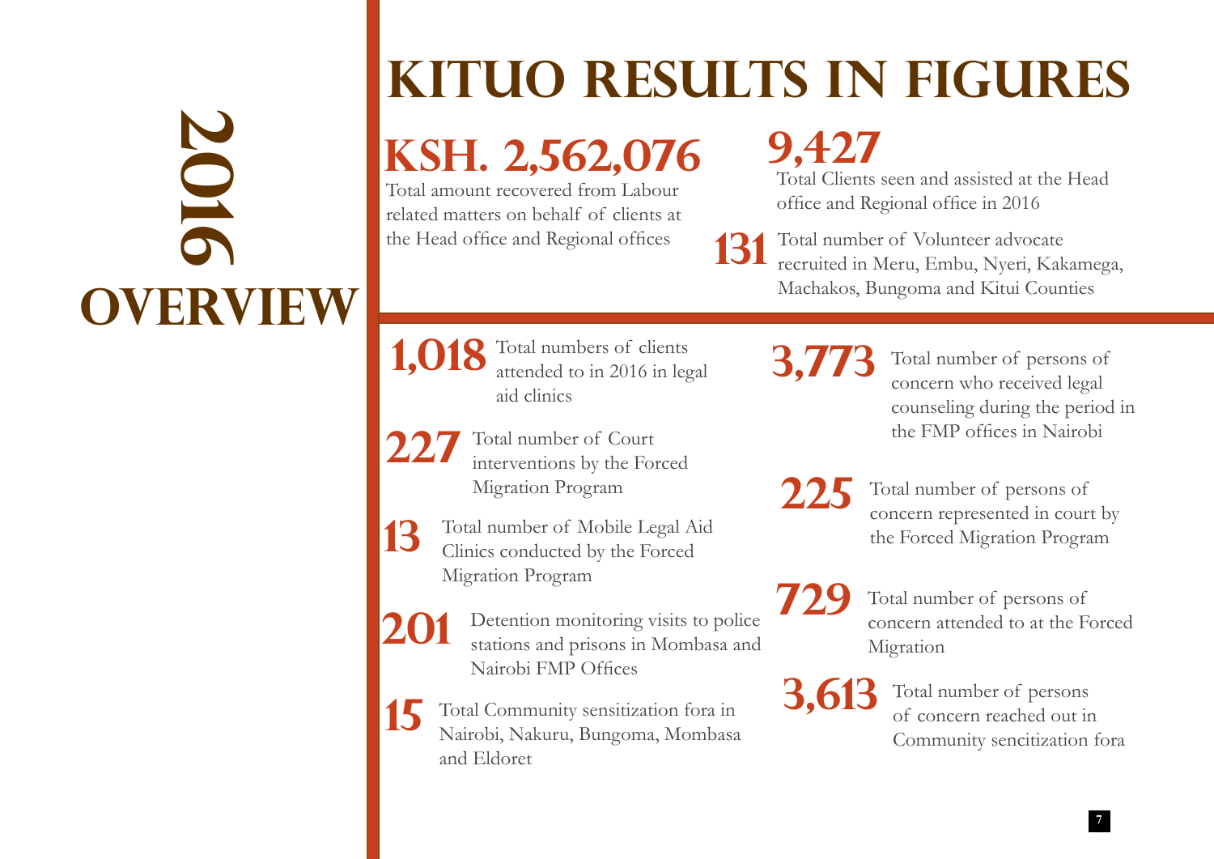# 2016 OVERVIEW

# KITUO RESULTS IN FIGURES

**KSH. 2,562,076**
Total amount recovered from Labour related matters on behalf of clients at the Head office and Regional offices

**9,427**
Total Clients seen and assisted at the Head office and Regional office in 2016

**131** Total number of Volunteer advocate recruited in Meru, Embu, Nyeri, Kakamega, Machakos, Bungoma and Kitui Counties

**1,018** Total numbers of clients attended to in 2016 in legal aid clinics

**227** Total number of Court interventions by the Forced Migration Program

**13** Total number of Mobile Legal Aid Clinics conducted by the Forced Migration Program

**201** Detention monitoring visits to police stations and prisons in Mombasa and Nairobi FMP Offices

**15** Total Community sensitization fora in Nairobi, Nakuru, Bungoma, Mombasa and Eldoret

**3,773** Total number of persons of concern who received legal counseling during the period in the FMP offices in Nairobi

**225** Total number of persons of concern represented in court by the Forced Migration Program

**729** Total number of persons of concern attended to at the Forced Migration

**3,613** Total number of persons of concern reached out in Community sencitization fora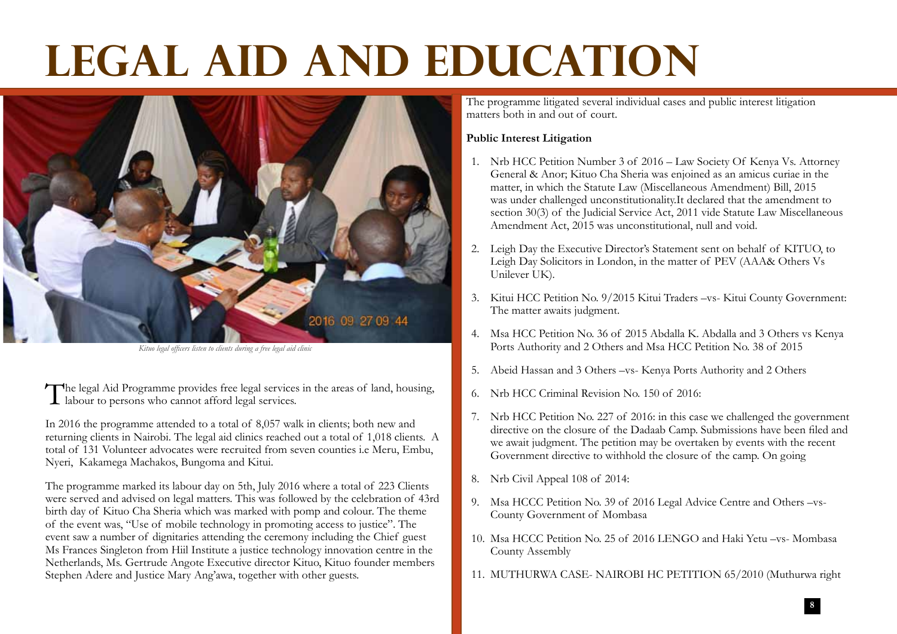# LEGAL AID AND EDUCATION

*Kituo legal officers listen to clients during a free legal aid clinic*

The legal Aid Programme provides free legal services in the areas of land, housing, labour to persons who cannot afford legal services.

In 2016 the programme attended to a total of 8,057 walk in clients; both new and returning clients in Nairobi. The legal aid clinics reached out a total of 1,018 clients. A total of 131 Volunteer advocates were recruited from seven counties i.e Meru, Embu, Nyeri, Kakamega Machakos, Bungoma and Kitui.

The programme marked its labour day on 5th, July 2016 where a total of 223 Clients were served and advised on legal matters. This was followed by the celebration of 43rd birth day of Kituo Cha Sheria which was marked with pomp and colour. The theme of the event was, "Use of mobile technology in promoting access to justice". The event saw a number of dignitaries attending the ceremony including the Chief guest Ms Frances Singleton from Hiil Institute a justice technology innovation centre in the Netherlands, Ms. Gertrude Angote Executive director Kituo, Kituo founder members Stephen Adere and Justice Mary Ang'awa, together with other guests.

The programme litigated several individual cases and public interest litigation matters both in and out of court.

**Public Interest Litigation**

1. Nrb HCC Petition Number 3 of 2016 – Law Society Of Kenya Vs. Attorney General & Anor; Kituo Cha Sheria was enjoined as an amicus curiae in the matter, in which the Statute Law (Miscellaneous Amendment) Bill, 2015 was under challenged unconstitutionality.It declared that the amendment to section 30(3) of the Judicial Service Act, 2011 vide Statute Law Miscellaneous Amendment Act, 2015 was unconstitutional, null and void.
2. Leigh Day the Executive Director's Statement sent on behalf of KITUO, to Leigh Day Solicitors in London, in the matter of PEV (AAA& Others Vs Unilever UK).
3. Kitui HCC Petition No. 9/2015 Kitui Traders –vs- Kitui County Government: The matter awaits judgment.
4. Msa HCC Petition No. 36 of 2015 Abdalla K. Abdalla and 3 Others vs Kenya Ports Authority and 2 Others and Msa HCC Petition No. 38 of 2015
5. Abeid Hassan and 3 Others –vs- Kenya Ports Authority and 2 Others
6. Nrb HCC Criminal Revision No. 150 of 2016:
7. Nrb HCC Petition No. 227 of 2016: in this case we challenged the government directive on the closure of the Dadaab Camp. Submissions have been filed and we await judgment. The petition may be overtaken by events with the recent Government directive to withhold the closure of the camp. On going
8. Nrb Civil Appeal 108 of 2014:
9. Msa HCCC Petition No. 39 of 2016 Legal Advice Centre and Others –vs- County Government of Mombasa
10. Msa HCCC Petition No. 25 of 2016 LENGO and Haki Yetu –vs- Mombasa County Assembly
11. MUTHURWA CASE- NAIROBI HC PETITION 65/2010 (Muthurwa right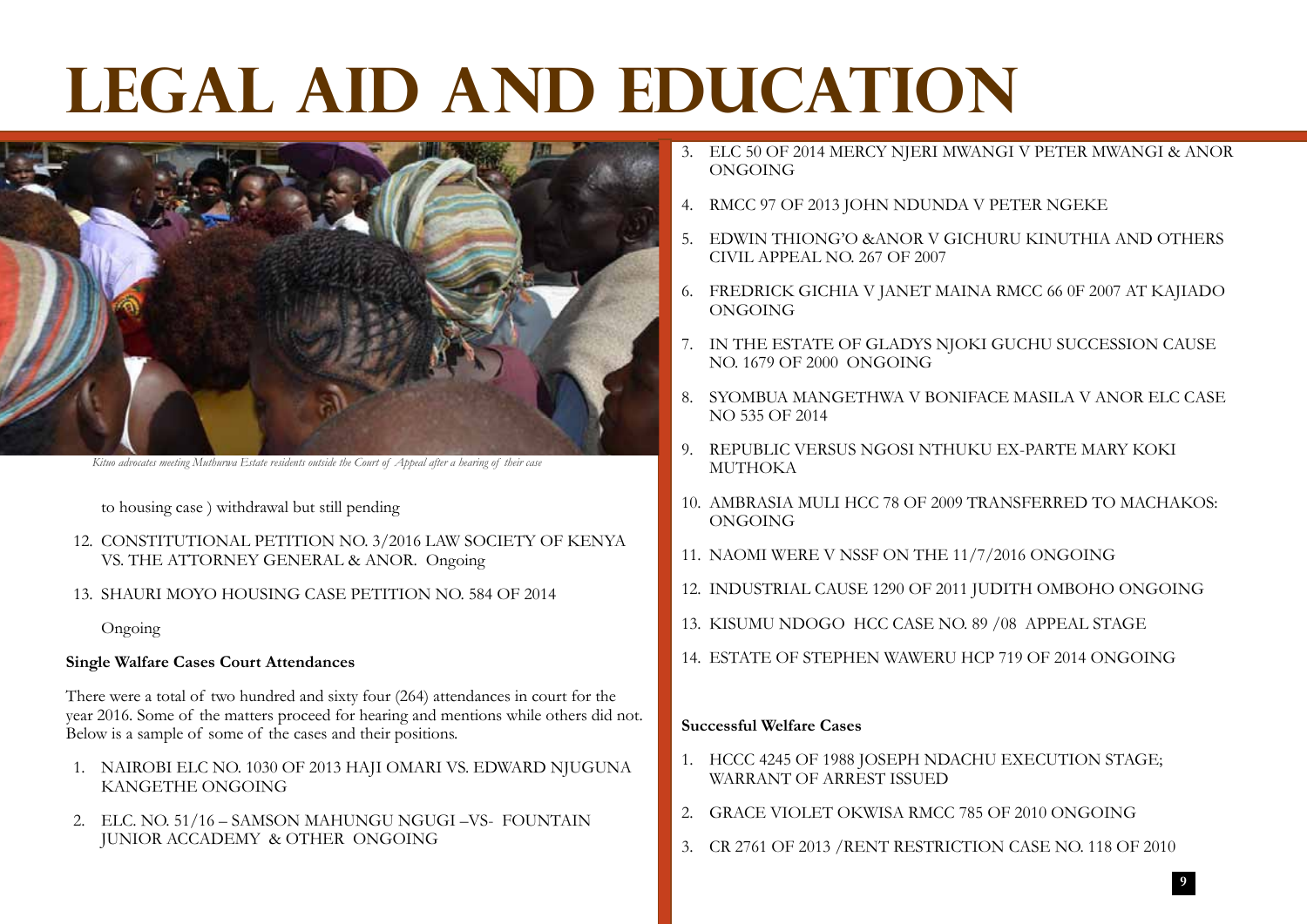# LEGAL AID AND EDUCATION

*Kituo advocates meeting Muthurwa Estate residents outside the Court of Appeal after a hearing of their case*

to housing case ) withdrawal but still pending

12. CONSTITUTIONAL PETITION NO. 3/2016 LAW SOCIETY OF KENYA VS. THE ATTORNEY GENERAL & ANOR. Ongoing

13. SHAURI MOYO HOUSING CASE PETITION NO. 584 OF 2014

    Ongoing

**Single Walfare Cases Court Attendances**

There were a total of two hundred and sixty four (264) attendances in court for the year 2016. Some of the matters proceed for hearing and mentions while others did not. Below is a sample of some of the cases and their positions.

1. NAIROBI ELC NO. 1030 OF 2013 HAJI OMARI VS. EDWARD NJUGUNA KANGETHE ONGOING
2. ELC. NO. 51/16 – SAMSON MAHUNGU NGUGI –VS- FOUNTAIN JUNIOR ACADEMY & OTHER ONGOING
3. ELC 50 OF 2014 MERCY NJERI MWANGI V PETER MWANGI & ANOR ONGOING
4. RMCC 97 OF 2013 JOHN NDUNDA V PETER NGEKE
5. EDWIN THIONG'O &ANOR V GICHURU KINUTHIA AND OTHERS CIVIL APPEAL NO. 267 OF 2007
6. FREDRICK GICHIA V JANET MAINA RMCC 66 0F 2007 AT KAJIADO ONGOING
7. IN THE ESTATE OF GLADYS NJOKI GUCHU SUCCESSION CAUSE NO. 1679 OF 2000 ONGOING
8. SYOMBUA MANGETHWA V BONIFACE MASILA V ANOR ELC CASE NO 535 OF 2014
9. REPUBLIC VERSUS NGOSI NTHUKU EX-PARTE MARY KOKI MUTHOKA
10. AMBRASIA MULI HCC 78 OF 2009 TRANSFERRED TO MACHAKOS: ONGOING
11. NAOMI WERE V NSSF ON THE 11/7/2016 ONGOING
12. INDUSTRIAL CAUSE 1290 OF 2011 JUDITH OMBOHO ONGOING
13. KISUMU NDOGO HCC CASE NO. 89 /08 APPEAL STAGE
14. ESTATE OF STEPHEN WAWERU HCP 719 OF 2014 ONGOING

**Successful Welfare Cases**

1. HCCC 4245 OF 1988 JOSEPH NDACHU EXECUTION STAGE; WARRANT OF ARREST ISSUED
2. GRACE VIOLET OKWISA RMCC 785 OF 2010 ONGOING
3. CR 2761 OF 2013 /RENT RESTRICTION CASE NO. 118 OF 2010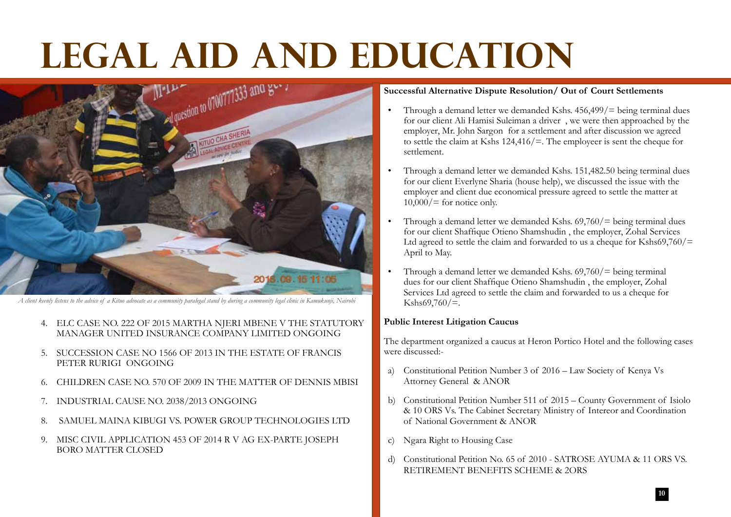# LEGAL AID AND EDUCATION

*A client keenly listens to the advice of a Kituo advocate as a community paralegal stand by during a community legal clinic in Kamukunji, Nairobi*

4. ELC CASE NO. 222 OF 2015 MARTHA NJERI MBENE V THE STATUTORY MANAGER UNITED INSURANCE COMPANY LIMITED ONGOING
5. SUCCESSION CASE NO 1566 OF 2013 IN THE ESTATE OF FRANCIS PETER RURIGI ONGOING
6. CHILDREN CASE NO. 570 OF 2009 IN THE MATTER OF DENNIS MBISI
7. INDUSTRIAL CAUSE NO. 2038/2013 ONGOING
8. SAMUEL MAINA KIBUGI VS. POWER GROUP TECHNOLOGIES LTD
9. MISC CIVIL APPLICATION 453 OF 2014 R V AG EX-PARTE JOSEPH BORO MATTER CLOSED

**Successful Alternative Dispute Resolution/ Out of Court Settlements**

- Through a demand letter we demanded Kshs. 456,499/= being terminal dues for our client Ali Hamisi Suleiman a driver , we were then approached by the employer, Mr. John Sargon for a settlement and after discussion we agreed to settle the claim at Kshs 124,416/=. The employeer is sent the cheque for settlement.
- Through a demand letter we demanded Kshs. 151,482.50 being terminal dues for our client Everlyne Sharia (house help), we discussed the issue with the employer and client due economical pressure agreed to settle the matter at 10,000/= for notice only.
- Through a demand letter we demanded Kshs. 69,760/= being terminal dues for our client Shaffique Otieno Shamshudin , the employer, Zohal Services Ltd agreed to settle the claim and forwarded to us a cheque for Kshs69,760/= April to May.
- Through a demand letter we demanded Kshs. 69,760/= being terminal dues for our client Shaffique Otieno Shamshudin , the employer, Zohal Services Ltd agreed to settle the claim and forwarded to us a cheque for Kshs69,760/=.

**Public Interest Litigation Caucus**

The department organized a caucus at Heron Portico Hotel and the following cases were discussed:-

a) Constitutional Petition Number 3 of 2016 – Law Society of Kenya Vs Attorney General & ANOR
b) Constitutional Petition Number 511 of 2015 – County Government of Isiolo & 10 ORS Vs. The Cabinet Secretary Ministry of Intereor and Coordination of National Government & ANOR
c) Ngara Right to Housing Case
d) Constitutional Petition No. 65 of 2010 - SATROSE AYUMA & 11 ORS VS. RETIREMENT BENEFITS SCHEME & 2ORS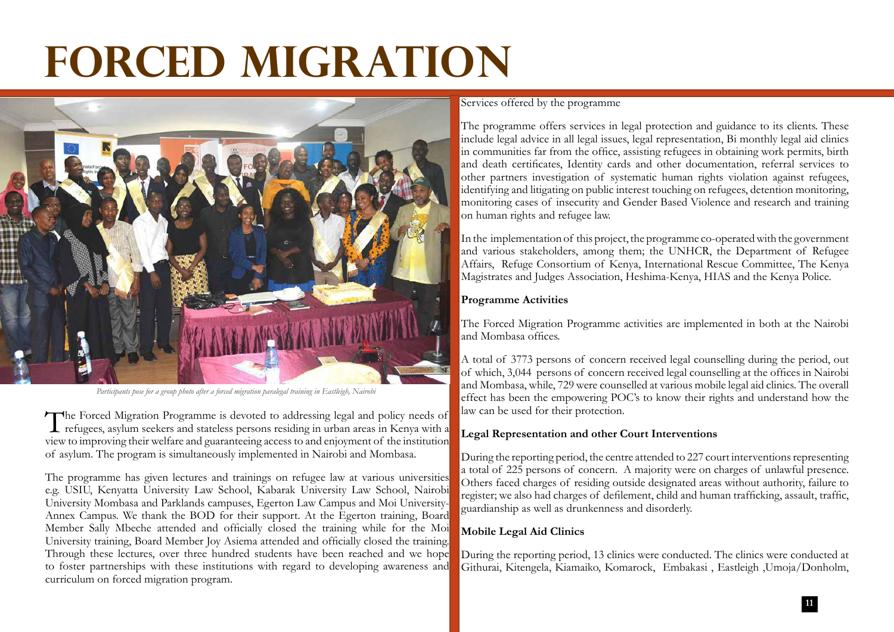# FORCED MIGRATION

*Participants pose for a group photo after a forced migration paralegal training in Eastleigh, Nairobi*

The Forced Migration Programme is devoted to addressing legal and policy needs of refugees, asylum seekers and stateless persons residing in urban areas in Kenya with a view to improving their welfare and guaranteeing access to and enjoyment of the institution of asylum. The program is simultaneously implemented in Nairobi and Mombasa.

The programme has given lectures and trainings on refugee law at various universities e.g. USIU, Kenyatta University Law School, Kabarak University Law School, Nairobi University Mombasa and Parklands campuses, Egerton Law Campus and Moi University-Annex Campus. We thank the BOD for their support. At the Egerton training, Board Member Sally Mbeche attended and officially closed the training while for the Moi University training, Board Member Joy Asiema attended and officially closed the training. Through these lectures, over three hundred students have been reached and we hope to foster partnerships with these institutions with regard to developing awareness and curriculum on forced migration program.

Services offered by the programme

The programme offers services in legal protection and guidance to its clients. These include legal advice in all legal issues, legal representation, Bi monthly legal aid clinics in communities far from the office, assisting refugees in obtaining work permits, birth and death certificates, Identity cards and other documentation, referral services to other partners investigation of systematic human rights violation against refugees, identifying and litigating on public interest touching on refugees, detention monitoring, monitoring cases of insecurity and Gender Based Violence and research and training on human rights and refugee law.

In the implementation of this project, the programme co-operated with the government and various stakeholders, among them; the UNHCR, the Department of Refugee Affairs, Refuge Consortium of Kenya, International Rescue Committee, The Kenya Magistrates and Judges Association, Heshima-Kenya, HIAS and the Kenya Police.

**Programme Activities**

The Forced Migration Programme activities are implemented in both at the Nairobi and Mombasa offices.

A total of 3773 persons of concern received legal counselling during the period, out of which, 3,044 persons of concern received legal counselling at the offices in Nairobi and Mombasa, while, 729 were counselled at various mobile legal aid clinics. The overall effect has been the empowering POC's to know their rights and understand how the law can be used for their protection.

**Legal Representation and other Court Interventions**

During the reporting period, the centre attended to 227 court interventions representing a total of 225 persons of concern. A majority were on charges of unlawful presence. Others faced charges of residing outside designated areas without authority, failure to register; we also had charges of defilement, child and human trafficking, assault, traffic, guardianship as well as drunkenness and disorderly.

**Mobile Legal Aid Clinics**

During the reporting period, 13 clinics were conducted. The clinics were conducted at Githurai, Kitengela, Kiamaiko, Komarock, Embakasi , Eastleigh ,Umoja/Donholm,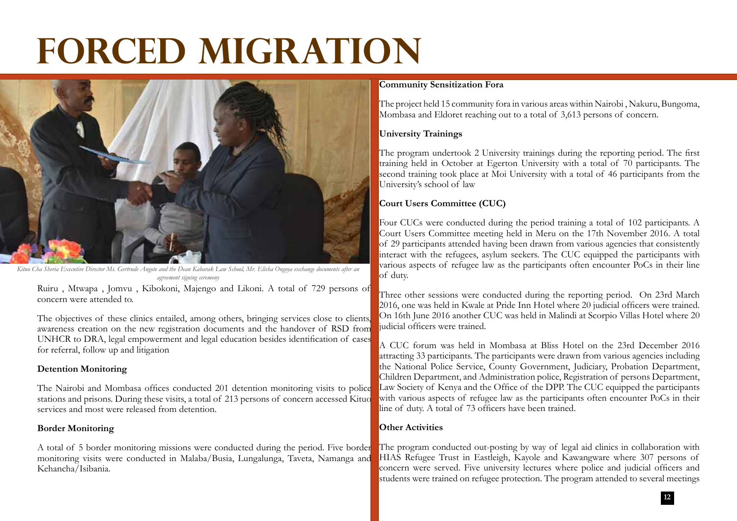# FORCED MIGRATION

*Kituo Cha Sheria Executive Director Ms. Gertrude Angote and the Dean Kabarak Law School, Mr. Elisha Ongoya exchange documents after an agreement signing ceremony*

Ruiru , Mtwapa , Jomvu , Kibokoni, Majengo and Likoni. A total of 729 persons of concern were attended to.

The objectives of these clinics entailed, among others, bringing services close to clients, awareness creation on the new registration documents and the handover of RSD from UNHCR to DRA, legal empowerment and legal education besides identification of cases for referral, follow up and litigation

**Detention Monitoring**

The Nairobi and Mombasa offices conducted 201 detention monitoring visits to police stations and prisons. During these visits, a total of 213 persons of concern accessed Kituo services and most were released from detention.

**Border Monitoring**

A total of 5 border monitoring missions were conducted during the period. Five border monitoring visits were conducted in Malaba/Busia, Lungalunga, Taveta, Namanga and Kehancha/Isibania.

**Community Sensitization Fora**

The project held 15 community fora in various areas within Nairobi , Nakuru, Bungoma, Mombasa and Eldoret reaching out to a total of 3,613 persons of concern.

**University Trainings**

The program undertook 2 University trainings during the reporting period. The first training held in October at Egerton University with a total of 70 participants. The second training took place at Moi University with a total of 46 participants from the University's school of law

**Court Users Committee (CUC)**

Four CUCs were conducted during the period training a total of 102 participants. A Court Users Committee meeting held in Meru on the 17th November 2016. A total of 29 participants attended having been drawn from various agencies that consistently interact with the refugees, asylum seekers. The CUC equipped the participants with various aspects of refugee law as the participants often encounter PoCs in their line of duty.

Three other sessions were conducted during the reporting period. On 23rd March 2016, one was held in Kwale at Pride Inn Hotel where 20 judicial officers were trained. On 16th June 2016 another CUC was held in Malindi at Scorpio Villas Hotel where 20 judicial officers were trained.

A CUC forum was held in Mombasa at Bliss Hotel on the 23rd December 2016 attracting 33 participants. The participants were drawn from various agencies including the National Police Service, County Government, Judiciary, Probation Department, Children Department, and Administration police, Registration of persons Department, Law Society of Kenya and the Office of the DPP. The CUC equipped the participants with various aspects of refugee law as the participants often encounter PoCs in their line of duty. A total of 73 officers have been trained.

**Other Activities**

The program conducted out-posting by way of legal aid clinics in collaboration with HIAS Refugee Trust in Eastleigh, Kayole and Kawangware where 307 persons of concern were served. Five university lectures where police and judicial officers and students were trained on refugee protection. The program attended to several meetings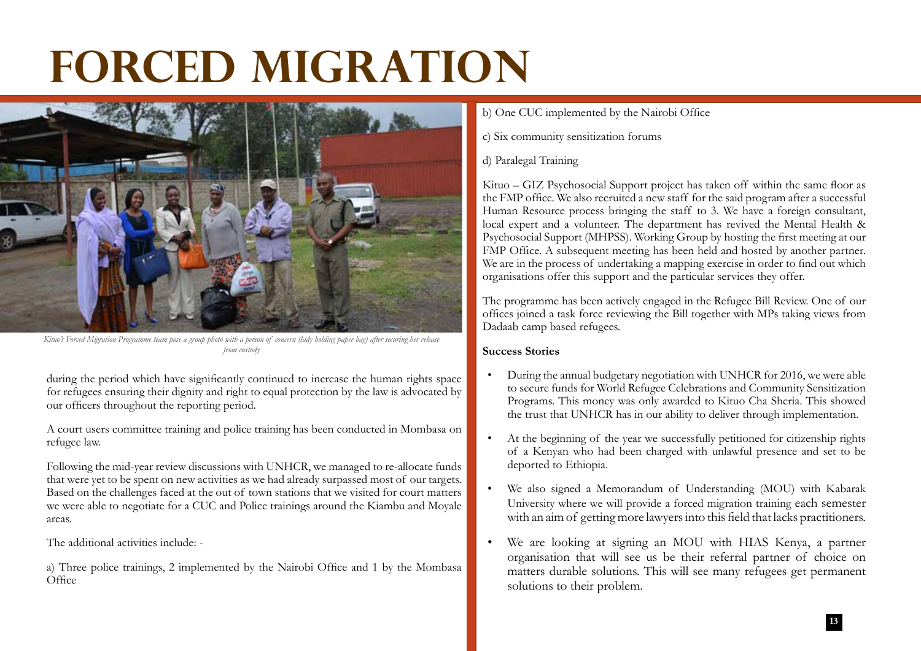# FORCED MIGRATION

*Kituo's Forced Migration Programme team pose a group photo with a person of concern (lady holding paper bag) after securing her release from custody*

during the period which have significantly continued to increase the human rights space for refugees ensuring their dignity and right to equal protection by the law is advocated by our officers throughout the reporting period.

A court users committee training and police training has been conducted in Mombasa on refugee law.

Following the mid-year review discussions with UNHCR, we managed to re-allocate funds that were yet to be spent on new activities as we had already surpassed most of our targets. Based on the challenges faced at the out of town stations that we visited for court matters we were able to negotiate for a CUC and Police trainings around the Kiambu and Moyale areas.

The additional activities include: -

a) Three police trainings, 2 implemented by the Nairobi Office and 1 by the Mombasa Office

b) One CUC implemented by the Nairobi Office

c) Six community sensitization forums

d) Paralegal Training

Kituo – GIZ Psychosocial Support project has taken off within the same floor as the FMP office. We also recruited a new staff for the said program after a successful Human Resource process bringing the staff to 3. We have a foreign consultant, local expert and a volunteer. The department has revived the Mental Health & Psychosocial Support (MHPSS). Working Group by hosting the first meeting at our FMP Office. A subsequent meeting has been held and hosted by another partner. We are in the process of undertaking a mapping exercise in order to find out which organisations offer this support and the particular services they offer.

The programme has been actively engaged in the Refugee Bill Review. One of our offices joined a task force reviewing the Bill together with MPs taking views from Dadaab camp based refugees.

**Success Stories**

- During the annual budgetary negotiation with UNHCR for 2016, we were able to secure funds for World Refugee Celebrations and Community Sensitization Programs. This money was only awarded to Kituo Cha Sheria. This showed the trust that UNHCR has in our ability to deliver through implementation.
- At the beginning of the year we successfully petitioned for citizenship rights of a Kenyan who had been charged with unlawful presence and set to be deported to Ethiopia.
- We also signed a Memorandum of Understanding (MOU) with Kabarak University where we will provide a forced migration training each semester with an aim of getting more lawyers into this field that lacks practitioners.
- We are looking at signing an MOU with HIAS Kenya, a partner organisation that will see us be their referral partner of choice on matters durable solutions. This will see many refugees get permanent solutions to their problem.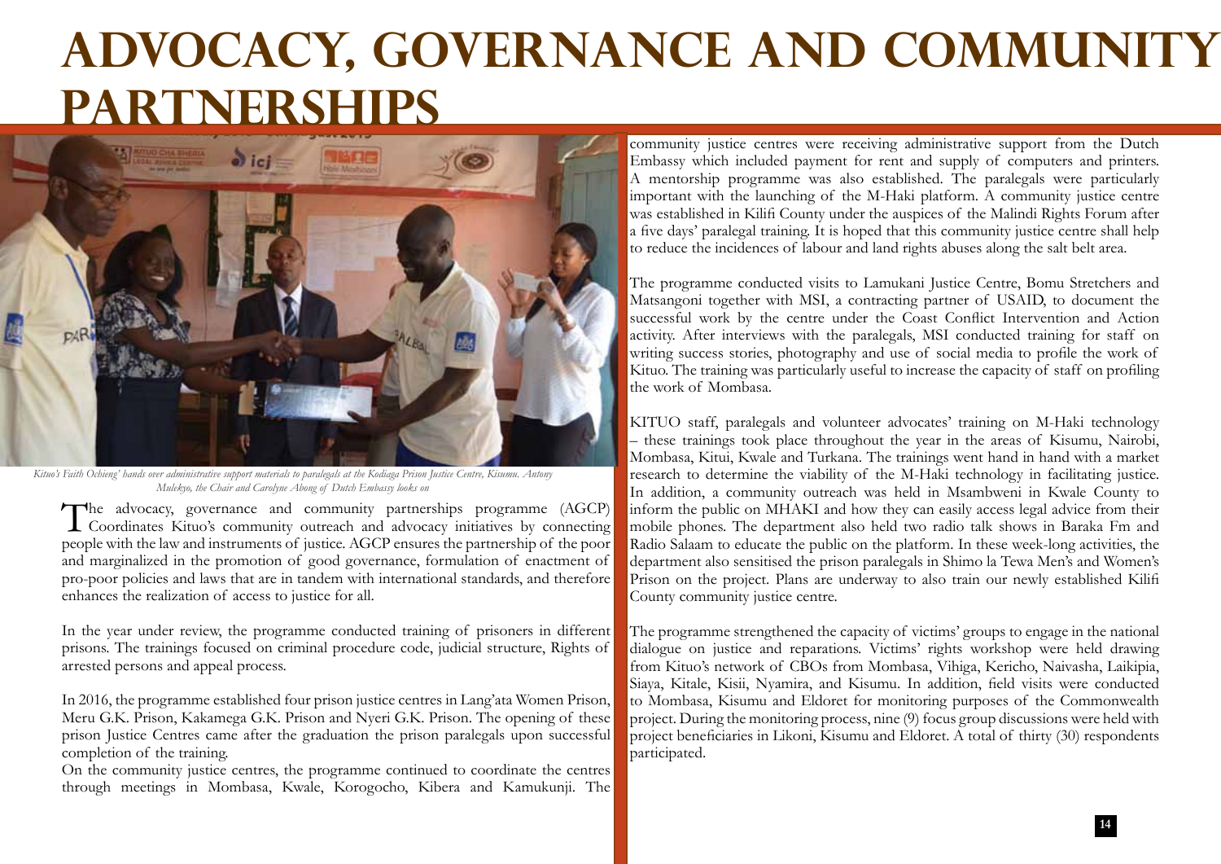# ADVOCACY, GOVERNANCE AND COMMUNITY PARTNERSHIPS

*Kituo's Faith Ochieng' hands over administrative support materials to paralegals at the Kodiaga Prison Justice Centre, Kisumu. Antony Mulekyo, the Chair and Carolyne Abong of Dutch Embassy looks on*

The advocacy, governance and community partnerships programme (AGCP) Coordinates Kituo's community outreach and advocacy initiatives by connecting people with the law and instruments of justice. AGCP ensures the partnership of the poor and marginalized in the promotion of good governance, formulation of enactment of pro-poor policies and laws that are in tandem with international standards, and therefore enhances the realization of access to justice for all.

In the year under review, the programme conducted training of prisoners in different prisons. The trainings focused on criminal procedure code, judicial structure, Rights of arrested persons and appeal process.

In 2016, the programme established four prison justice centres in Lang'ata Women Prison, Meru G.K. Prison, Kakamega G.K. Prison and Nyeri G.K. Prison. The opening of these prison Justice Centres came after the graduation the prison paralegals upon successful completion of the training.

On the community justice centres, the programme continued to coordinate the centres through meetings in Mombasa, Kwale, Korogocho, Kibera and Kamukunji. The community justice centres were receiving administrative support from the Dutch Embassy which included payment for rent and supply of computers and printers. A mentorship programme was also established. The paralegals were particularly important with the launching of the M-Haki platform. A community justice centre was established in Kilifi County under the auspices of the Malindi Rights Forum after a five days' paralegal training. It is hoped that this community justice centre shall help to reduce the incidences of labour and land rights abuses along the salt belt area.

The programme conducted visits to Lamukani Justice Centre, Bomu Stretchers and Matsangoni together with MSI, a contracting partner of USAID, to document the successful work by the centre under the Coast Conflict Intervention and Action activity. After interviews with the paralegals, MSI conducted training for staff on writing success stories, photography and use of social media to profile the work of Kituo. The training was particularly useful to increase the capacity of staff on profiling the work of Mombasa.

KITUO staff, paralegals and volunteer advocates' training on M-Haki technology – these trainings took place throughout the year in the areas of Kisumu, Nairobi, Mombasa, Kitui, Kwale and Turkana. The trainings went hand in hand with a market research to determine the viability of the M-Haki technology in facilitating justice. In addition, a community outreach was held in Msambweni in Kwale County to inform the public on MHAKI and how they can easily access legal advice from their mobile phones. The department also held two radio talk shows in Baraka Fm and Radio Salaam to educate the public on the platform. In these week-long activities, the department also sensitised the prison paralegals in Shimo la Tewa Men's and Women's Prison on the project. Plans are underway to also train our newly established Kilifi County community justice centre.

The programme strengthened the capacity of victims' groups to engage in the national dialogue on justice and reparations. Victims' rights workshop were held drawing from Kituo's network of CBOs from Mombasa, Vihiga, Kericho, Naivasha, Laikipia, Siaya, Kitale, Kisii, Nyamira, and Kisumu. In addition, field visits were conducted to Mombasa, Kisumu and Eldoret for monitoring purposes of the Commonwealth project. During the monitoring process, nine (9) focus group discussions were held with project beneficiaries in Likoni, Kisumu and Eldoret. A total of thirty (30) respondents participated.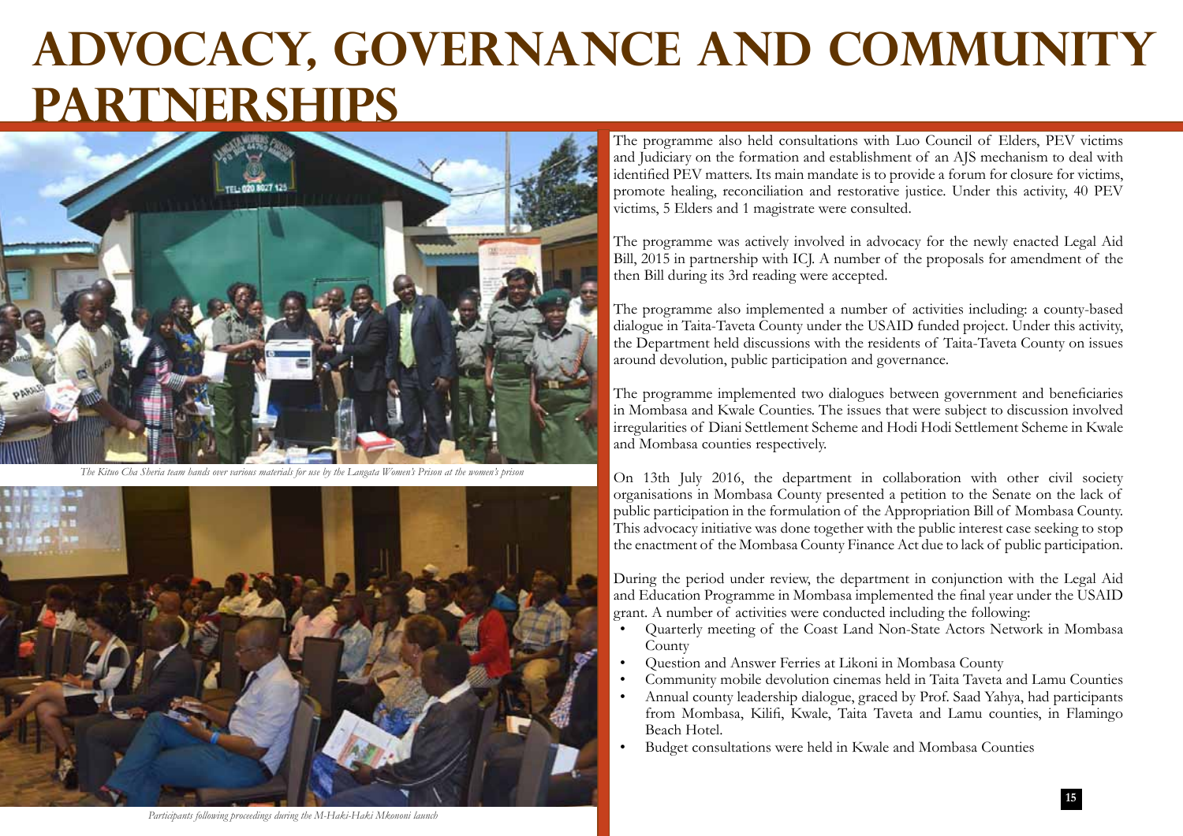# ADVOCACY, GOVERNANCE AND COMMUNITY PARTNERSHIPS

*The Kituo Cha Sheria team hands over various materials for use by the Langata Women's Prison at the women's prison*

*Participants following proceedings during the M-Haki-Haki Mkononi launch*

The programme also held consultations with Luo Council of Elders, PEV victims and Judiciary on the formation and establishment of an AJS mechanism to deal with identified PEV matters. Its main mandate is to provide a forum for closure for victims, promote healing, reconciliation and restorative justice. Under this activity, 40 PEV victims, 5 Elders and 1 magistrate were consulted.

The programme was actively involved in advocacy for the newly enacted Legal Aid Bill, 2015 in partnership with ICJ. A number of the proposals for amendment of the then Bill during its 3rd reading were accepted.

The programme also implemented a number of activities including: a county-based dialogue in Taita-Taveta County under the USAID funded project. Under this activity, the Department held discussions with the residents of Taita-Taveta County on issues around devolution, public participation and governance.

The programme implemented two dialogues between government and beneficiaries in Mombasa and Kwale Counties. The issues that were subject to discussion involved irregularities of Diani Settlement Scheme and Hodi Hodi Settlement Scheme in Kwale and Mombasa counties respectively.

On 13th July 2016, the department in collaboration with other civil society organisations in Mombasa County presented a petition to the Senate on the lack of public participation in the formulation of the Appropriation Bill of Mombasa County. This advocacy initiative was done together with the public interest case seeking to stop the enactment of the Mombasa County Finance Act due to lack of public participation.

During the period under review, the department in conjunction with the Legal Aid and Education Programme in Mombasa implemented the final year under the USAID grant. A number of activities were conducted including the following:

- Quarterly meeting of the Coast Land Non-State Actors Network in Mombasa County
- Question and Answer Ferries at Likoni in Mombasa County
- Community mobile devolution cinemas held in Taita Taveta and Lamu Counties
- Annual county leadership dialogue, graced by Prof. Saad Yahya, had participants from Mombasa, Kilifi, Kwale, Taita Taveta and Lamu counties, in Flamingo Beach Hotel.
- Budget consultations were held in Kwale and Mombasa Counties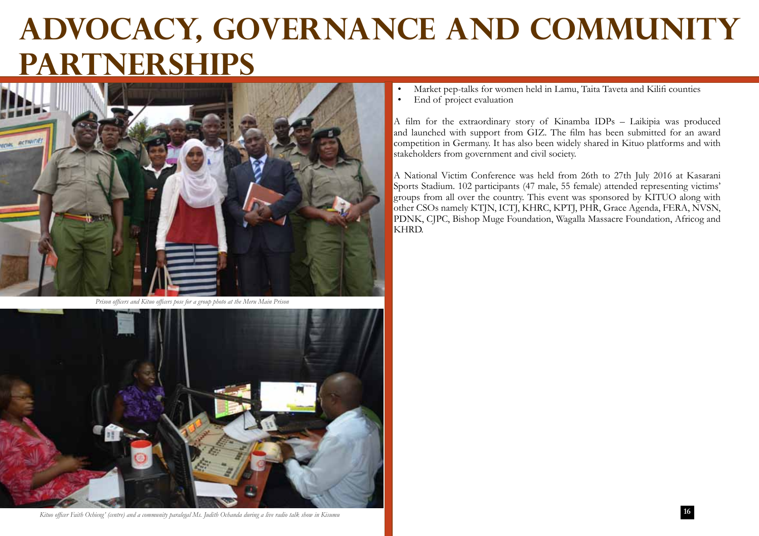# ADVOCACY, GOVERNANCE AND COMMUNITY PARTNERSHIPS

*Prison officers and Kituo officers pose for a group photo at the Meru Main Prison*

*Kituo officer Faith Ochieng' (centre) and a community paralegal Ms. Judith Ochanda during a live radio talk show in Kisumu*

- Market pep-talks for women held in Lamu, Taita Taveta and Kilifi counties
- End of project evaluation

A film for the extraordinary story of Kinamba IDPs – Laikipia was produced and launched with support from GIZ. The film has been submitted for an award competition in Germany. It has also been widely shared in Kituo platforms and with stakeholders from government and civil society.

A National Victim Conference was held from 26th to 27th July 2016 at Kasarani Sports Stadium. 102 participants (47 male, 55 female) attended representing victims' groups from all over the country. This event was sponsored by KITUO along with other CSOs namely KTJN, ICTJ, KHRC, KPTJ, PHR, Grace Agenda, FERA, NVSN, PDNK, CJPC, Bishop Muge Foundation, Wagalla Massacre Foundation, Africog and KHRD.